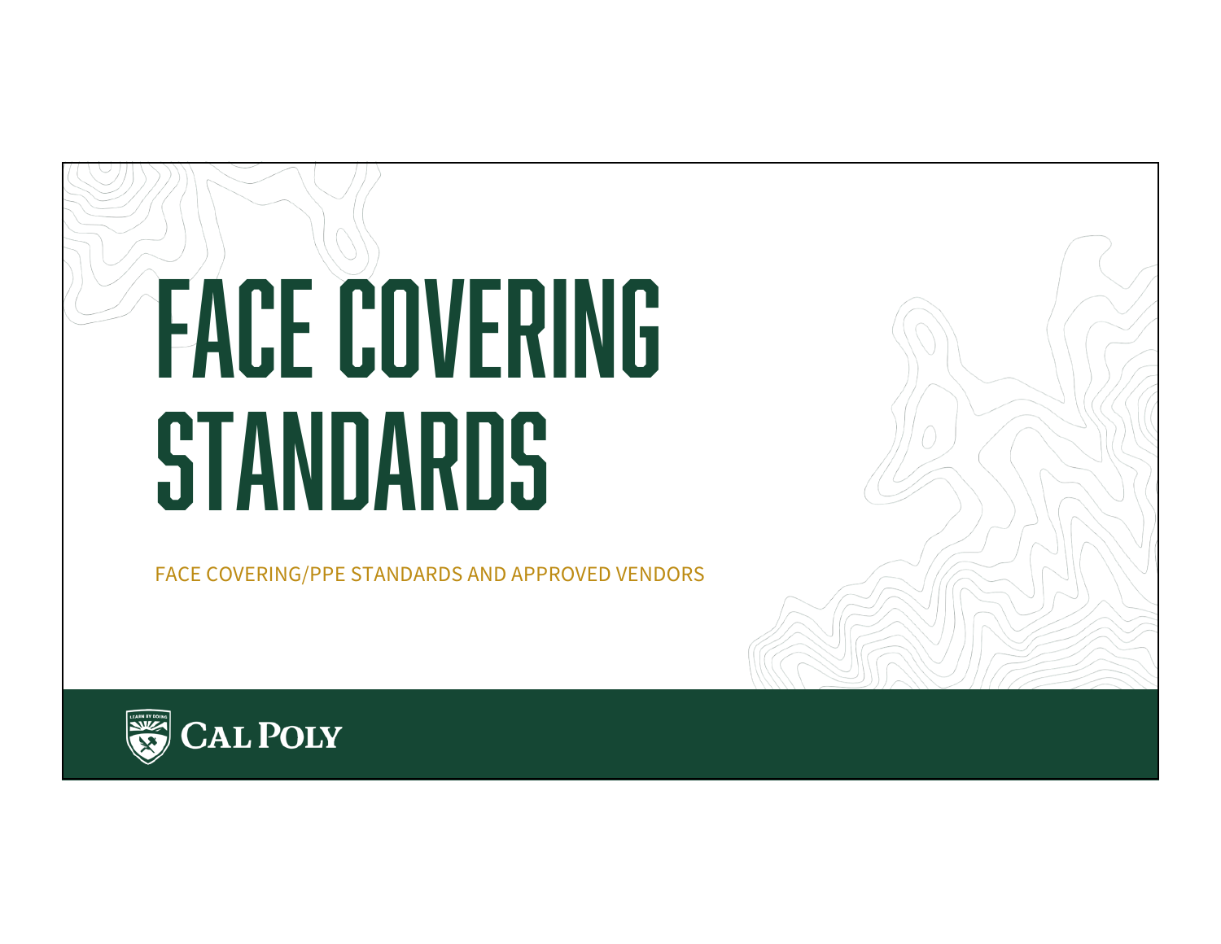# FACE COVERING STANDARDS

FACE COVERING/PPE STANDARDS AND APPROVED VENDORS

CAL POLY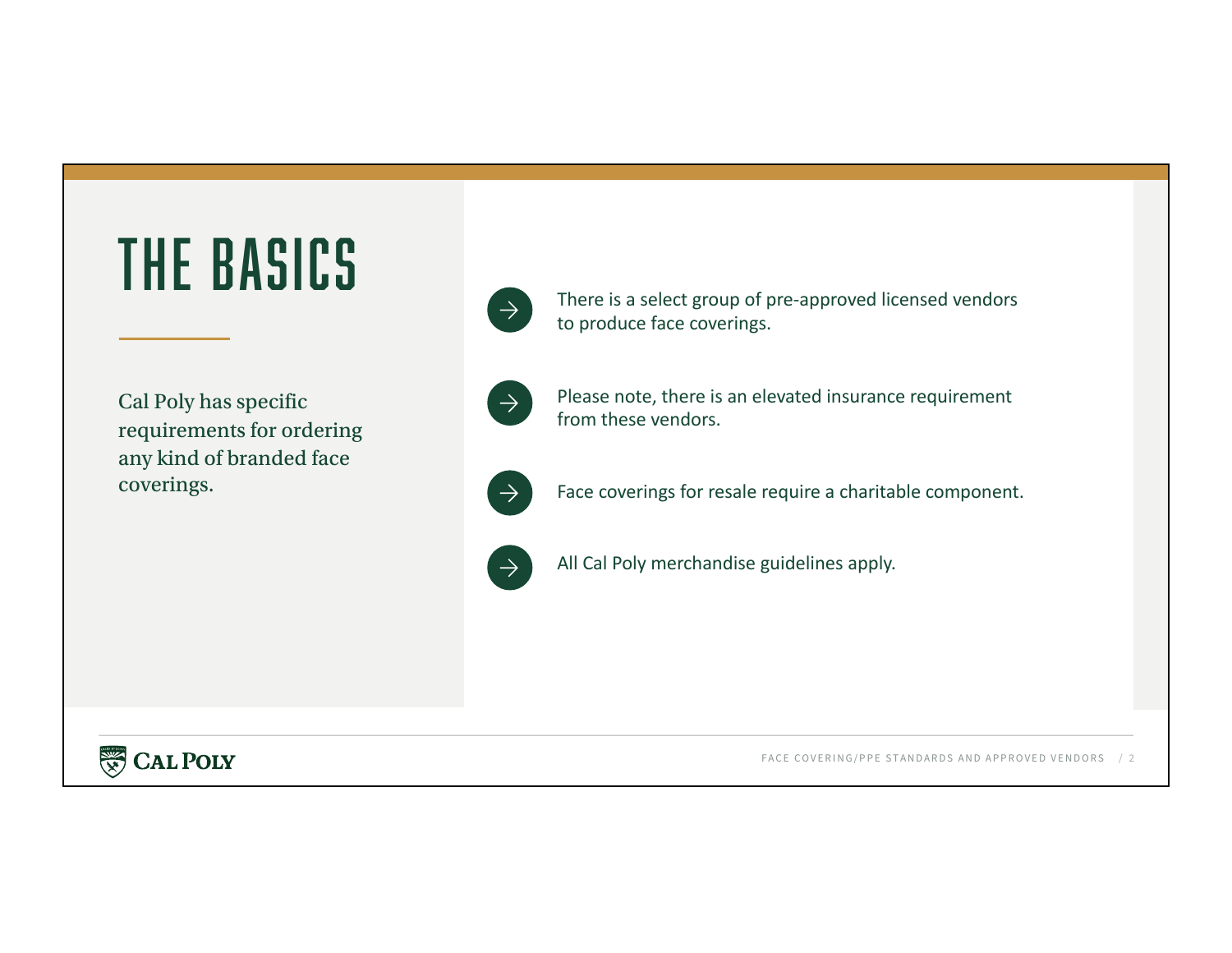# THE BASICS

Cal Poly has specific requirements for ordering any kind of branded face coverings.

- There is a select group of pre-approved licensed vendors to produce face coverings.
- Please note, there is an elevated insurance requirement from these vendors.
- Face coverings for resale require a charitable component.
- All Cal Poly merchandise guidelines apply.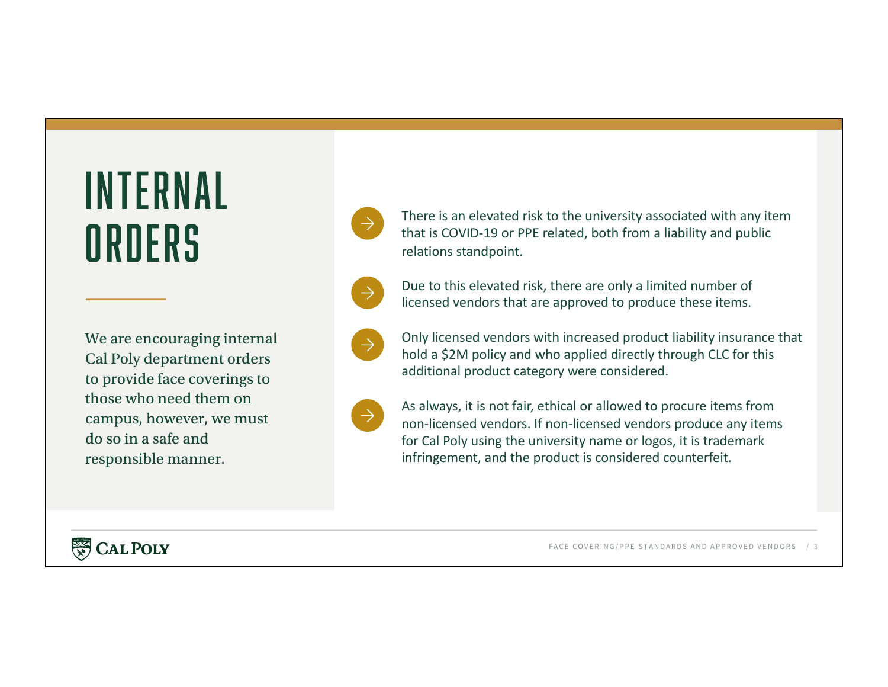# INTERNAL ORDERS

We are encouraging internal Cal Poly department orders to provide face coverings to those who need them on campus, however, we must do so in a safe and responsible manner.

- There is an elevated risk to the university associated with any item that is COVID-19 or PPE related, both from a liability and public relations standpoint.
- Due to this elevated risk, there are only a limited number of licensed vendors that are approved to produce these items.
- Only licensed vendors with increased product liability insurance that hold a $2M policy and who applied directly through CLC for this additional product category were considered.
- As always, it is not fair, ethical or allowed to procure items from non-licensed vendors. If non-licensed vendors produce any items for Cal Poly using the university name or logos, it is trademark infringement, and the product is considered counterfeit.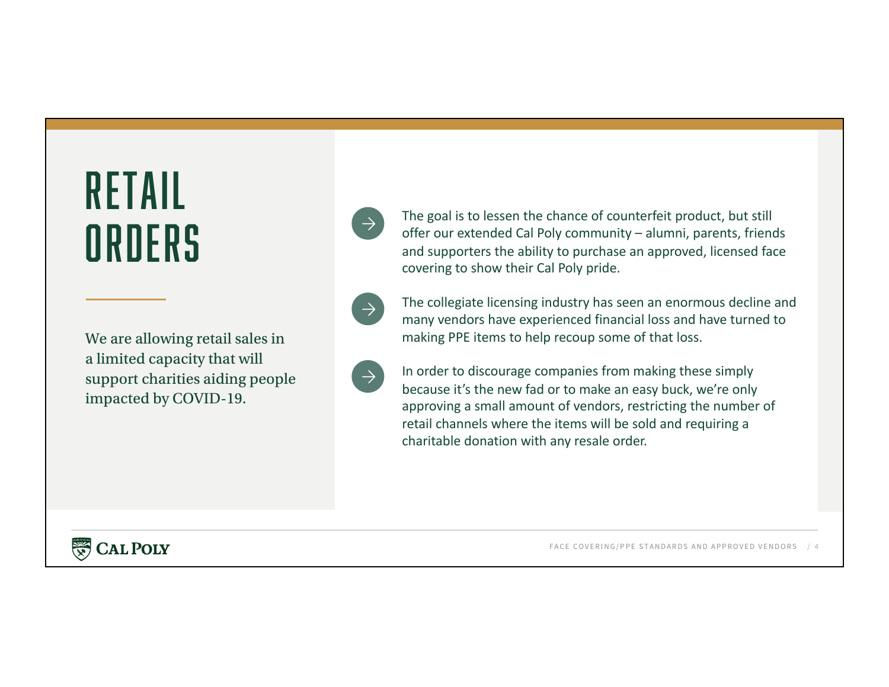# RETAIL ORDERS

We are allowing retail sales in a limited capacity that will support charities aiding people impacted by COVID-19.

- The goal is to lessen the chance of counterfeit product, but still offer our extended Cal Poly community – alumni, parents, friends and supporters the ability to purchase an approved, licensed face covering to show their Cal Poly pride.
- The collegiate licensing industry has seen an enormous decline and many vendors have experienced financial loss and have turned to making PPE items to help recoup some of that loss.
- In order to discourage companies from making these simply because it's the new fad or to make an easy buck, we're only approving a small amount of vendors, restricting the number of retail channels where the items will be sold and requiring a charitable donation with any resale order.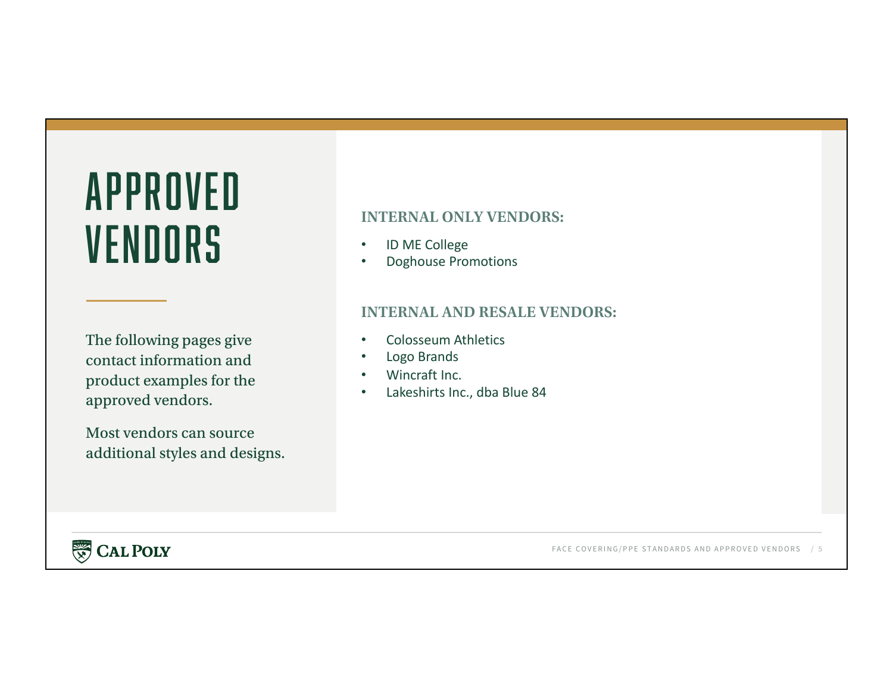# APPROVED VENDORS

The following pages give contact information and product examples for the approved vendors.

Most vendors can source additional styles and designs.

### INTERNAL ONLY VENDORS:

- ID ME College
- Doghouse Promotions

### INTERNAL AND RESALE VENDORS:

- Colosseum Athletics
- Logo Brands
- Wincraft Inc.
- Lakeshirts Inc., dba Blue 84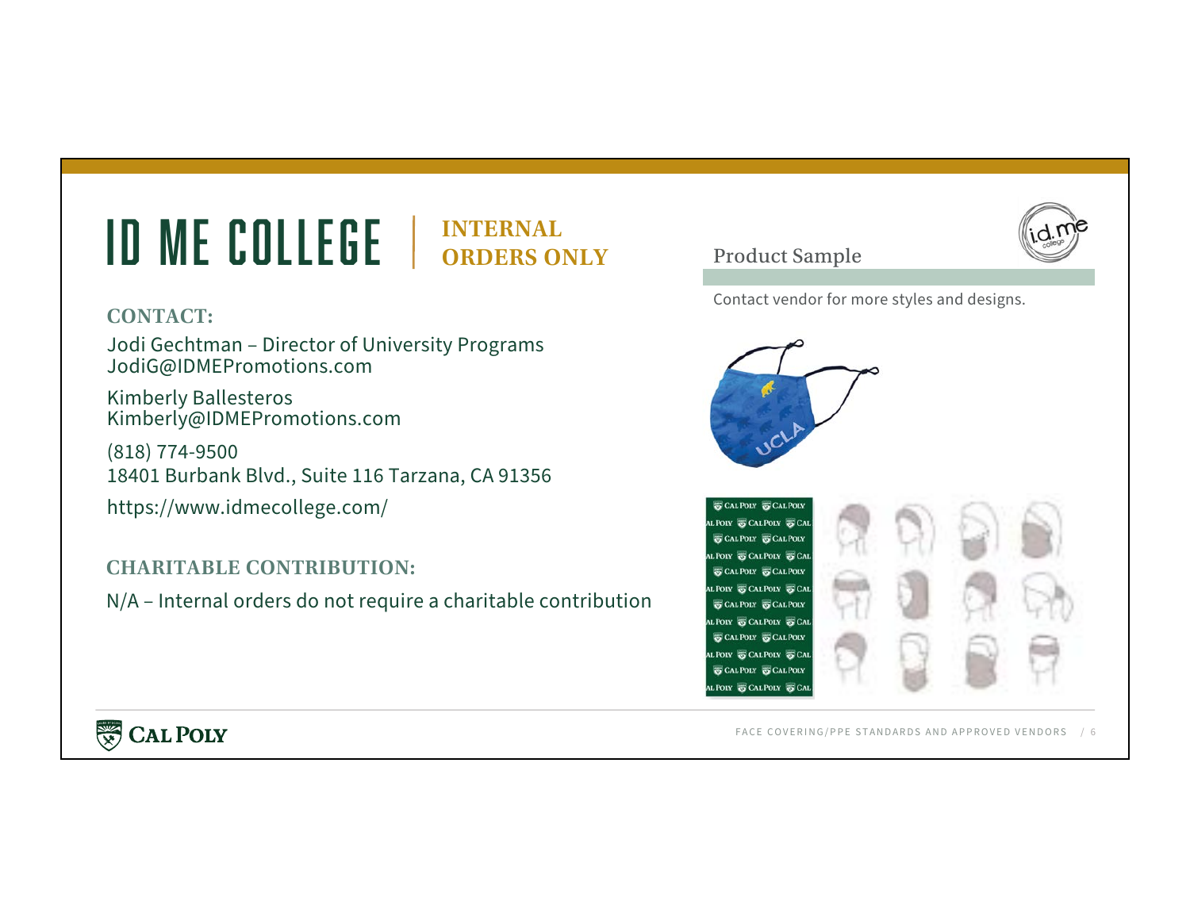# ID ME COLLEGE | INTERNAL ORDERS ONLY

**CONTACT:**

Jodi Gechtman – Director of University Programs
JodiG@IDMEPromotions.com

Kimberly Ballesteros
Kimberly@IDMEPromotions.com

(818) 774-9500
18401 Burbank Blvd., Suite 116 Tarzana, CA 91356

https://www.idmecollege.com/

**CHARITABLE CONTRIBUTION:**

N/A – Internal orders do not require a charitable contribution

## Product Sample

Contact vendor for more styles and designs.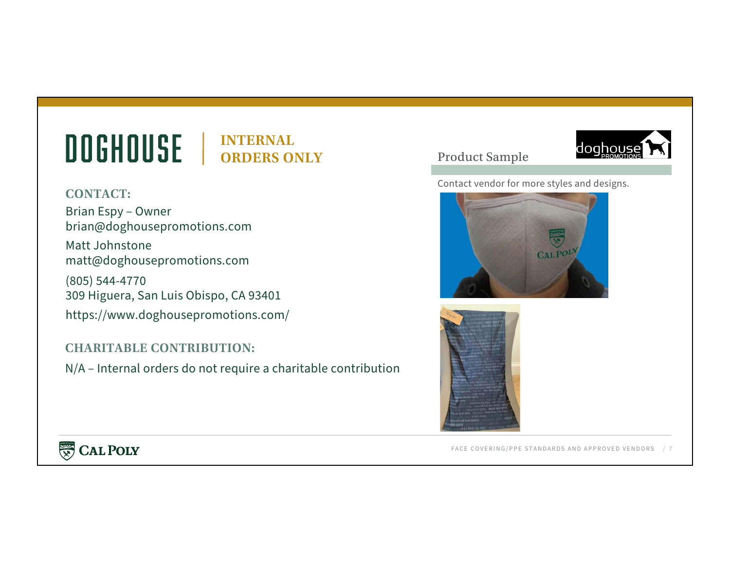# DOGHOUSE | INTERNAL ORDERS ONLY

### CONTACT:

Brian Espy – Owner
brian@doghousepromotions.com

Matt Johnstone
matt@doghousepromotions.com

(805) 544-4770
309 Higuera, San Luis Obispo, CA 93401

https://www.doghousepromotions.com/

### CHARITABLE CONTRIBUTION:

N/A – Internal orders do not require a charitable contribution

### Product Sample

Contact vendor for more styles and designs.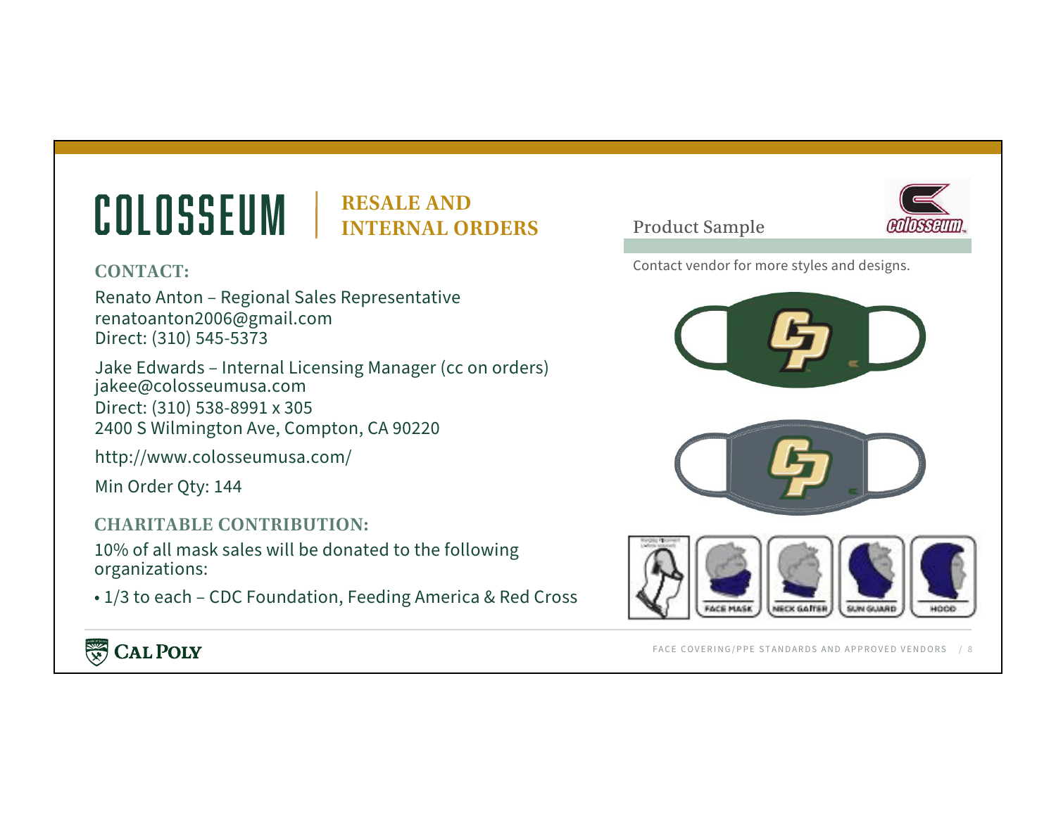# COLOSSEUM | RESALE AND INTERNAL ORDERS

### CONTACT:

Renato Anton – Regional Sales Representative
renatoanton2006@gmail.com
Direct: (310) 545-5373

Jake Edwards – Internal Licensing Manager (cc on orders)
jakee@colosseumusa.com
Direct: (310) 538-8991 x 305
2400 S Wilmington Ave, Compton, CA 90220

http://www.colosseumusa.com/

Min Order Qty: 144

### CHARITABLE CONTRIBUTION:

10% of all mask sales will be donated to the following organizations:

- 1/3 to each – CDC Foundation, Feeding America & Red Cross

## Product Sample

Contact vendor for more styles and designs.

FACE MASK | NECK GAITER | SUN GUARD | HOOD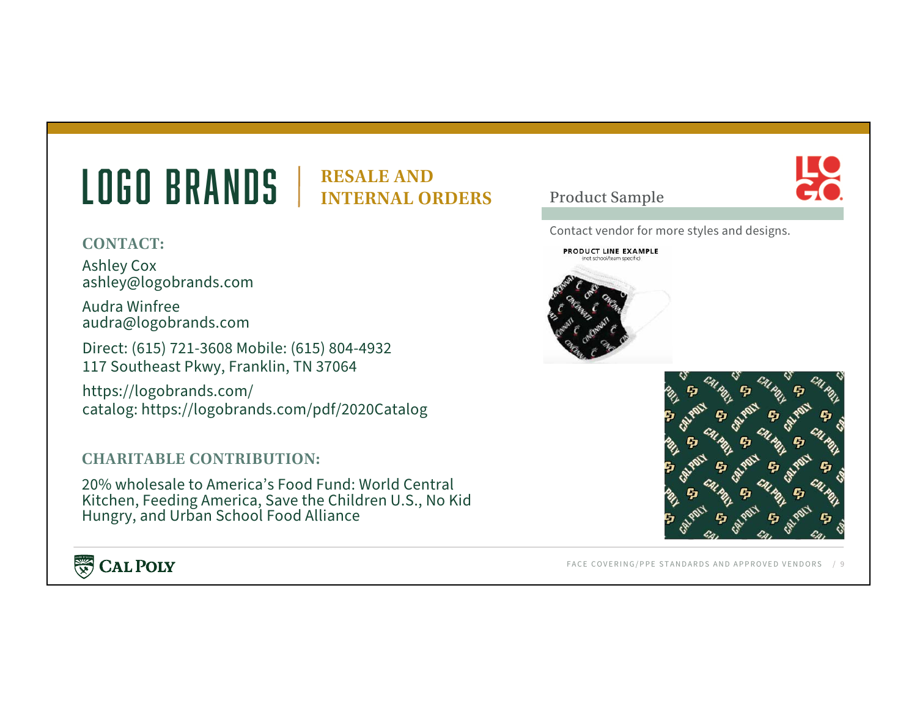# LOGO BRANDS | RESALE AND INTERNAL ORDERS

### CONTACT:

Ashley Cox
ashley@logobrands.com

Audra Winfree
audra@logobrands.com

Direct: (615) 721-3608 Mobile: (615) 804-4932
117 Southeast Pkwy, Franklin, TN 37064

https://logobrands.com/
catalog: https://logobrands.com/pdf/2020Catalog

### CHARITABLE CONTRIBUTION:

20% wholesale to America's Food Fund: World Central Kitchen, Feeding America, Save the Children U.S., No Kid Hungry, and Urban School Food Alliance

## Product Sample

Contact vendor for more styles and designs.

PRODUCT LINE EXAMPLE
(not school/team specific)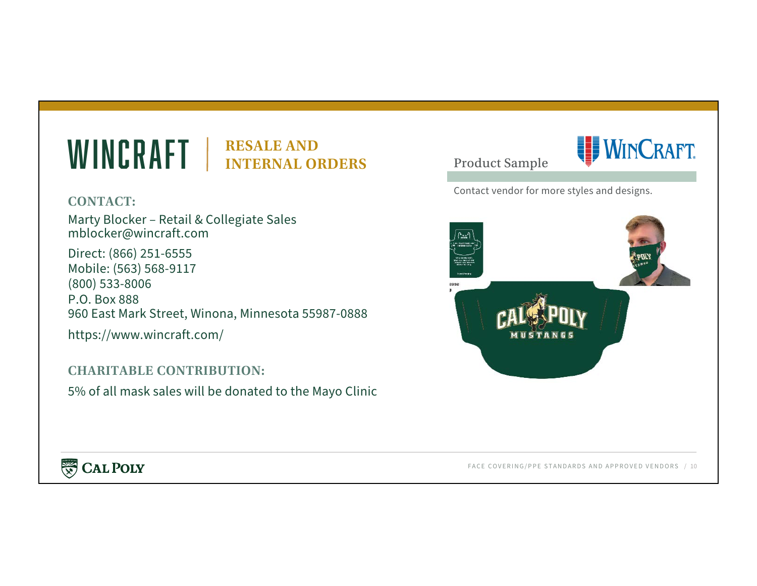# WINCRAFT | RESALE AND INTERNAL ORDERS

### CONTACT:

Marty Blocker – Retail & Collegiate Sales
mblocker@wincraft.com

Direct: (866) 251-6555
Mobile: (563) 568-9117
(800) 533-8006
P.O. Box 888
960 East Mark Street, Winona, Minnesota 55987-0888

https://www.wincraft.com/

### CHARITABLE CONTRIBUTION:

5% of all mask sales will be donated to the Mayo Clinic

## Product Sample

Contact vendor for more styles and designs.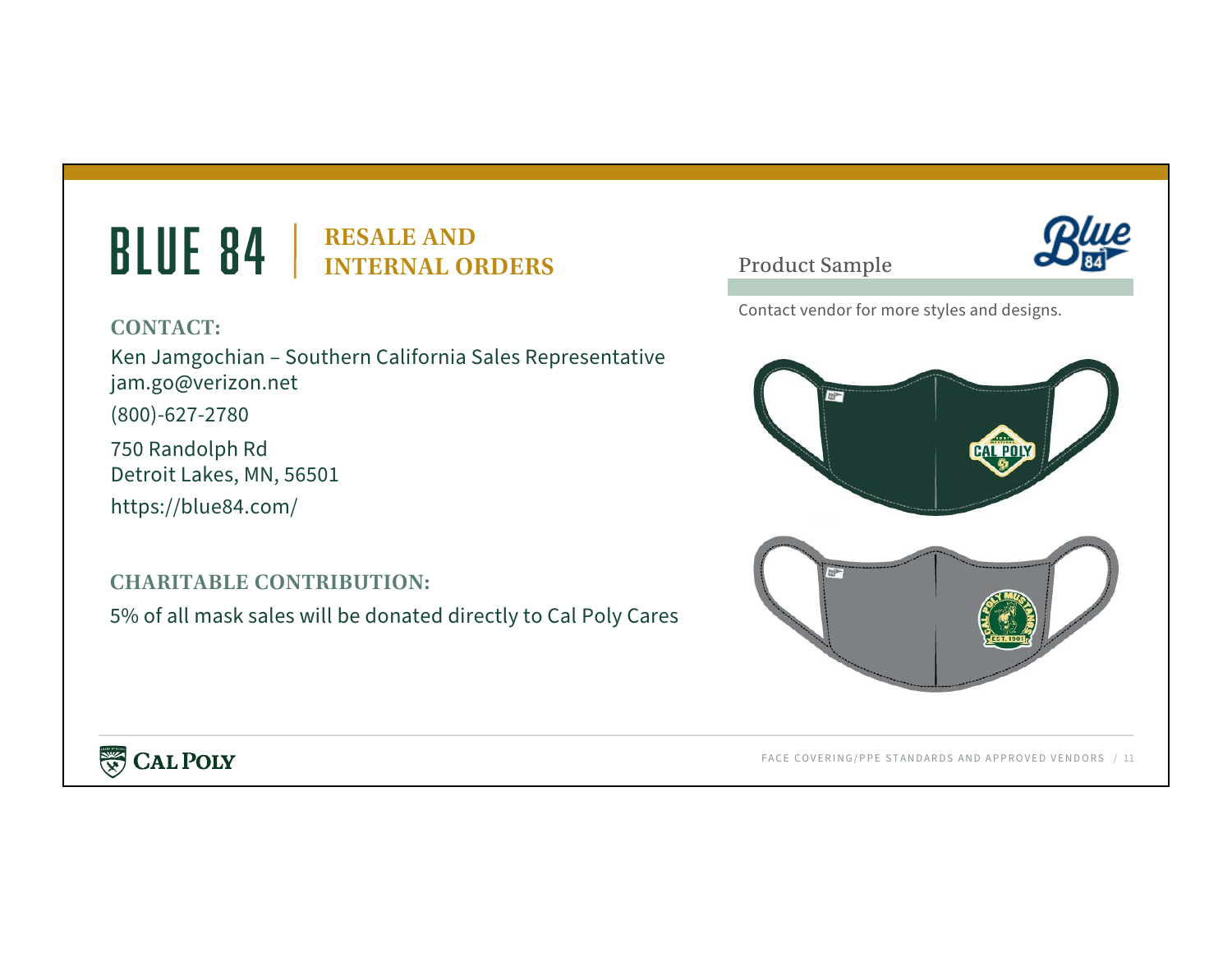# BLUE 84 | RESALE AND INTERNAL ORDERS

**CONTACT:**

Ken Jamgochian – Southern California Sales Representative
jam.go@verizon.net

(800)-627-2780

750 Randolph Rd
Detroit Lakes, MN, 56501

https://blue84.com/

**CHARITABLE CONTRIBUTION:**

5% of all mask sales will be donated directly to Cal Poly Cares

## Product Sample

Contact vendor for more styles and designs.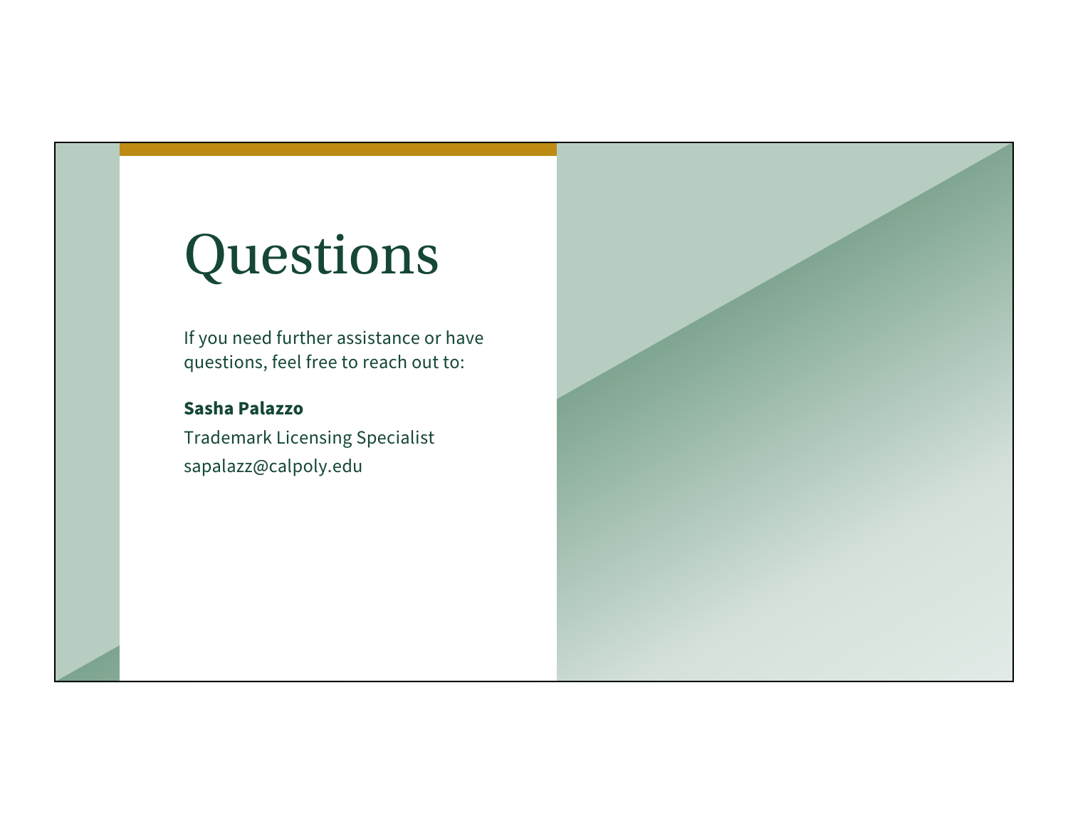# Questions

If you need further assistance or have questions, feel free to reach out to:

**Sasha Palazzo**

Trademark Licensing Specialist

sapalazz@calpoly.edu